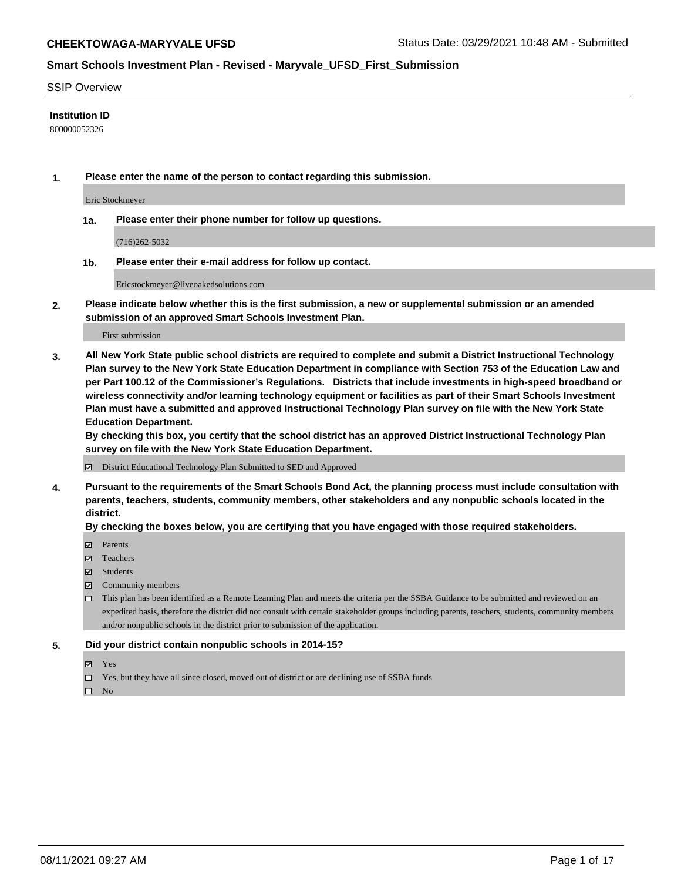**CHEEKTOWAGA-MARYVALE UFSD** Status Date: 03/29/2021 10:48 AM - Submitted

## Smart Schools Investment Plan - Revised - Maryvale_UFSD_First_Submission

SSIP Overview

**Institution ID**

800000052326

**1. Please enter the name of the person to contact regarding this submission.**

Eric Stockmeyer

**1a. Please enter their phone number for follow up questions.**

(716)262-5032

**1b. Please enter their e-mail address for follow up contact.**

Ericstockmeyer@liveoakedsolutions.com

**2. Please indicate below whether this is the first submission, a new or supplemental submission or an amended submission of an approved Smart Schools Investment Plan.**

First submission

**3. All New York State public school districts are required to complete and submit a District Instructional Technology Plan survey to the New York State Education Department in compliance with Section 753 of the Education Law and per Part 100.12 of the Commissioner's Regulations. Districts that include investments in high-speed broadband or wireless connectivity and/or learning technology equipment or facilities as part of their Smart Schools Investment Plan must have a submitted and approved Instructional Technology Plan survey on file with the New York State Education Department.**
**By checking this box, you certify that the school district has an approved District Instructional Technology Plan survey on file with the New York State Education Department.**

☑ District Educational Technology Plan Submitted to SED and Approved

**4. Pursuant to the requirements of the Smart Schools Bond Act, the planning process must include consultation with parents, teachers, students, community members, other stakeholders and any nonpublic schools located in the district.**
**By checking the boxes below, you are certifying that you have engaged with those required stakeholders.**

☑ Parents
☑ Teachers
☑ Students
☑ Community members
☐ This plan has been identified as a Remote Learning Plan and meets the criteria per the SSBA Guidance to be submitted and reviewed on an expedited basis, therefore the district did not consult with certain stakeholder groups including parents, teachers, students, community members and/or nonpublic schools in the district prior to submission of the application.

**5. Did your district contain nonpublic schools in 2014-15?**

☑ Yes
☐ Yes, but they have all since closed, moved out of district or are declining use of SSBA funds
☐ No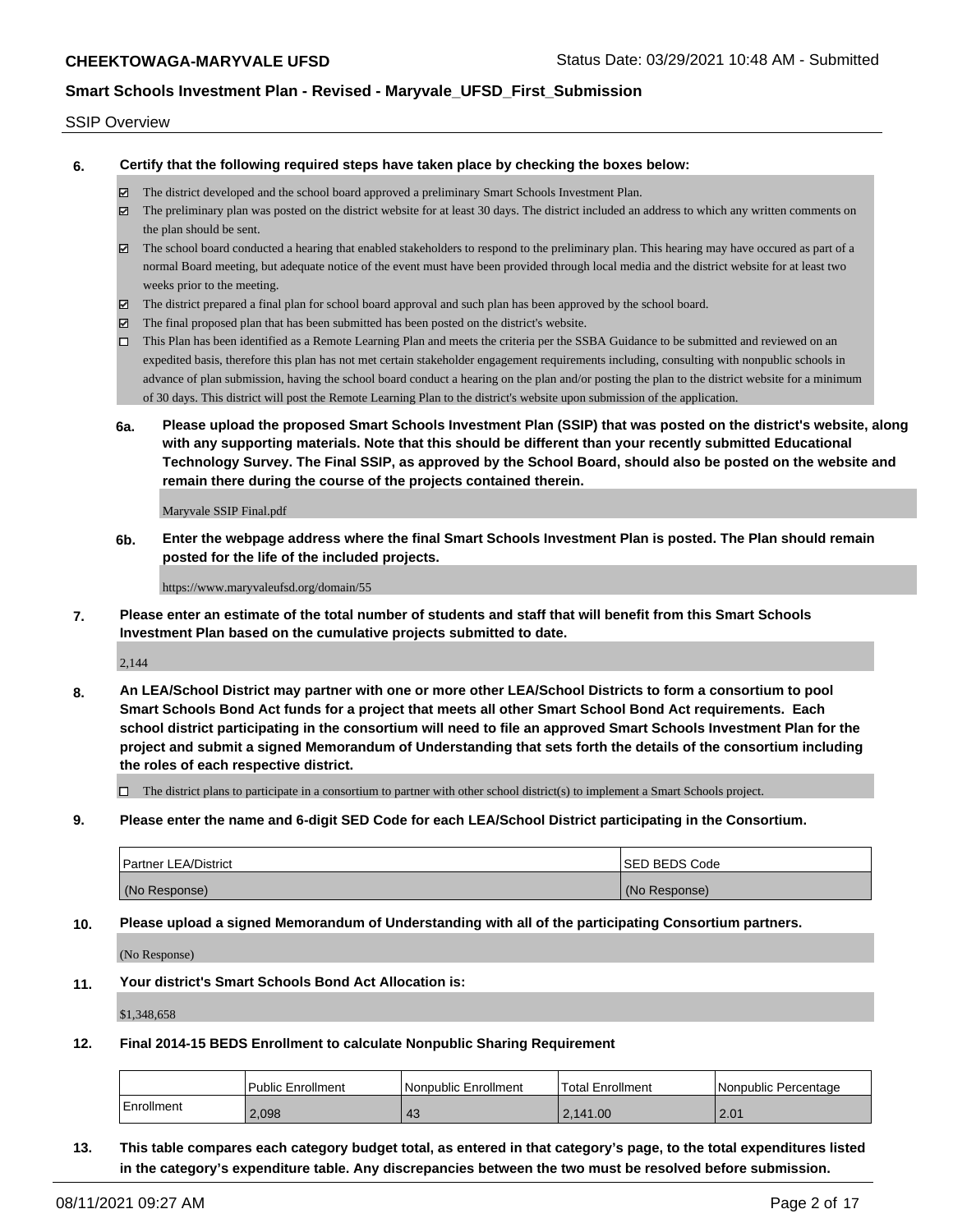SSIP Overview

**6. Certify that the following required steps have taken place by checking the boxes below:**

- ☑ The district developed and the school board approved a preliminary Smart Schools Investment Plan.
- ☑ The preliminary plan was posted on the district website for at least 30 days. The district included an address to which any written comments on the plan should be sent.
- ☑ The school board conducted a hearing that enabled stakeholders to respond to the preliminary plan. This hearing may have occured as part of a normal Board meeting, but adequate notice of the event must have been provided through local media and the district website for at least two weeks prior to the meeting.
- ☑ The district prepared a final plan for school board approval and such plan has been approved by the school board.
- ☑ The final proposed plan that has been submitted has been posted on the district's website.
- ☐ This Plan has been identified as a Remote Learning Plan and meets the criteria per the SSBA Guidance to be submitted and reviewed on an expedited basis, therefore this plan has not met certain stakeholder engagement requirements including, consulting with nonpublic schools in advance of plan submission, having the school board conduct a hearing on the plan and/or posting the plan to the district website for a minimum of 30 days. This district will post the Remote Learning Plan to the district's website upon submission of the application.

**6a. Please upload the proposed Smart Schools Investment Plan (SSIP) that was posted on the district's website, along with any supporting materials. Note that this should be different than your recently submitted Educational Technology Survey. The Final SSIP, as approved by the School Board, should also be posted on the website and remain there during the course of the projects contained therein.**

Maryvale SSIP Final.pdf

**6b. Enter the webpage address where the final Smart Schools Investment Plan is posted. The Plan should remain posted for the life of the included projects.**

https://www.maryvaleufsd.org/domain/55

**7. Please enter an estimate of the total number of students and staff that will benefit from this Smart Schools Investment Plan based on the cumulative projects submitted to date.**

2,144

**8. An LEA/School District may partner with one or more other LEA/School Districts to form a consortium to pool Smart Schools Bond Act funds for a project that meets all other Smart School Bond Act requirements. Each school district participating in the consortium will need to file an approved Smart Schools Investment Plan for the project and submit a signed Memorandum of Understanding that sets forth the details of the consortium including the roles of each respective district.**

- ☐ The district plans to participate in a consortium to partner with other school district(s) to implement a Smart Schools project.

**9. Please enter the name and 6-digit SED Code for each LEA/School District participating in the Consortium.**

| Partner LEA/District | SED BEDS Code |
|---|---|
| (No Response) | (No Response) |

**10. Please upload a signed Memorandum of Understanding with all of the participating Consortium partners.**

(No Response)

**11. Your district's Smart Schools Bond Act Allocation is:**

$1,348,658

**12. Final 2014-15 BEDS Enrollment to calculate Nonpublic Sharing Requirement**

| | Public Enrollment | Nonpublic Enrollment | Total Enrollment | Nonpublic Percentage |
|---|---|---|---|---|
| Enrollment | 2,098 | 43 | 2,141.00 | 2.01 |

**13. This table compares each category budget total, as entered in that category's page, to the total expenditures listed in the category's expenditure table. Any discrepancies between the two must be resolved before submission.**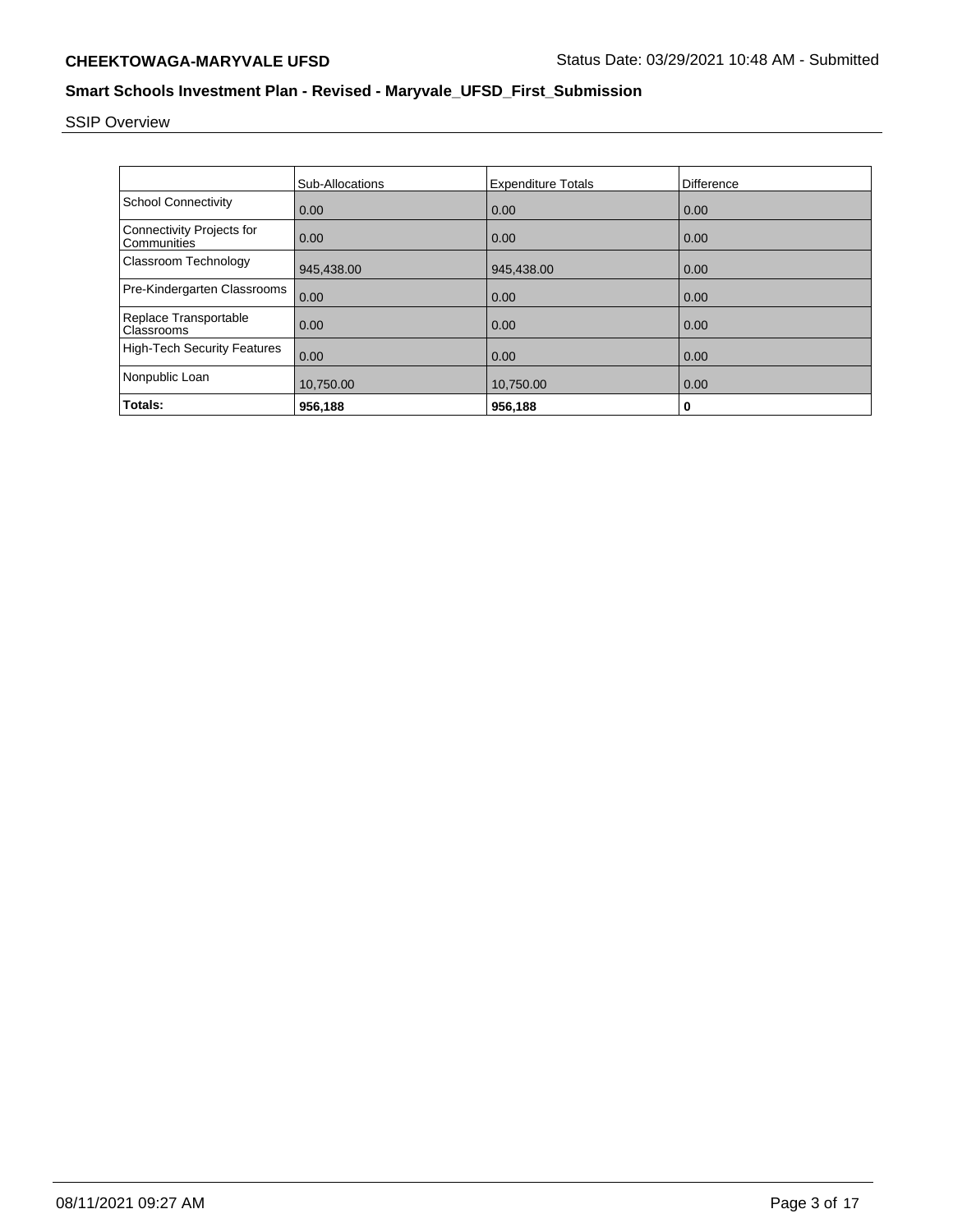SSIP Overview

| | Sub-Allocations | Expenditure Totals | Difference |
|---|---|---|---|
| School Connectivity | 0.00 | 0.00 | 0.00 |
| Connectivity Projects for Communities | 0.00 | 0.00 | 0.00 |
| Classroom Technology | 945,438.00 | 945,438.00 | 0.00 |
| Pre-Kindergarten Classrooms | 0.00 | 0.00 | 0.00 |
| Replace Transportable Classrooms | 0.00 | 0.00 | 0.00 |
| High-Tech Security Features | 0.00 | 0.00 | 0.00 |
| Nonpublic Loan | 10,750.00 | 10,750.00 | 0.00 |
| **Totals:** | **956,188** | **956,188** | **0** |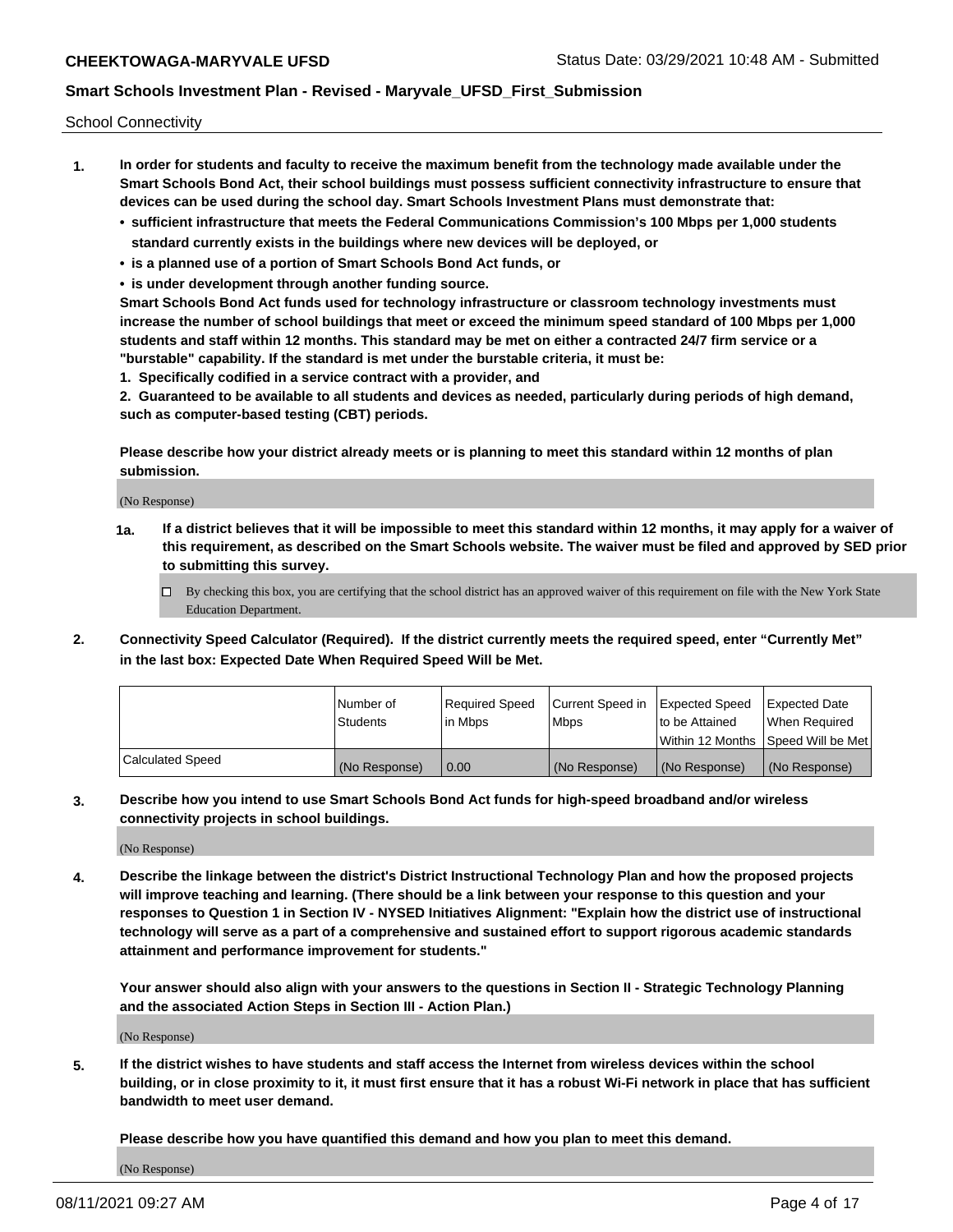School Connectivity

1. **In order for students and faculty to receive the maximum benefit from the technology made available under the Smart Schools Bond Act, their school buildings must possess sufficient connectivity infrastructure to ensure that devices can be used during the school day. Smart Schools Investment Plans must demonstrate that:**
   - **sufficient infrastructure that meets the Federal Communications Commission's 100 Mbps per 1,000 students standard currently exists in the buildings where new devices will be deployed, or**
   - **is a planned use of a portion of Smart Schools Bond Act funds, or**
   - **is under development through another funding source.**

   **Smart Schools Bond Act funds used for technology infrastructure or classroom technology investments must increase the number of school buildings that meet or exceed the minimum speed standard of 100 Mbps per 1,000 students and staff within 12 months. This standard may be met on either a contracted 24/7 firm service or a "burstable" capability. If the standard is met under the burstable criteria, it must be:**

   **1. Specifically codified in a service contract with a provider, and**

   **2. Guaranteed to be available to all students and devices as needed, particularly during periods of high demand, such as computer-based testing (CBT) periods.**

   **Please describe how your district already meets or is planning to meet this standard within 12 months of plan submission.**

   (No Response)

   **1a. If a district believes that it will be impossible to meet this standard within 12 months, it may apply for a waiver of this requirement, as described on the Smart Schools website. The waiver must be filed and approved by SED prior to submitting this survey.**

   ☐ By checking this box, you are certifying that the school district has an approved waiver of this requirement on file with the New York State Education Department.

2. **Connectivity Speed Calculator (Required). If the district currently meets the required speed, enter "Currently Met" in the last box: Expected Date When Required Speed Will be Met.**

| | Number of Students | Required Speed in Mbps | Current Speed in Mbps | Expected Speed to be Attained Within 12 Months | Expected Date When Required Speed Will be Met |
|---|---|---|---|---|---|
| Calculated Speed | (No Response) | 0.00 | (No Response) | (No Response) | (No Response) |

3. **Describe how you intend to use Smart Schools Bond Act funds for high-speed broadband and/or wireless connectivity projects in school buildings.**

   (No Response)

4. **Describe the linkage between the district's District Instructional Technology Plan and how the proposed projects will improve teaching and learning. (There should be a link between your response to this question and your responses to Question 1 in Section IV - NYSED Initiatives Alignment: "Explain how the district use of instructional technology will serve as a part of a comprehensive and sustained effort to support rigorous academic standards attainment and performance improvement for students."**

   **Your answer should also align with your answers to the questions in Section II - Strategic Technology Planning and the associated Action Steps in Section III - Action Plan.)**

   (No Response)

5. **If the district wishes to have students and staff access the Internet from wireless devices within the school building, or in close proximity to it, it must first ensure that it has a robust Wi-Fi network in place that has sufficient bandwidth to meet user demand.**

   **Please describe how you have quantified this demand and how you plan to meet this demand.**

   (No Response)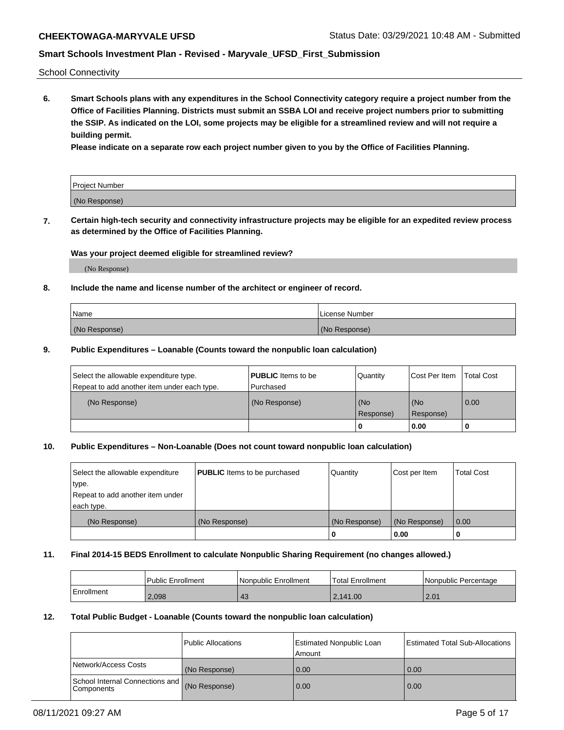School Connectivity

**6. Smart Schools plans with any expenditures in the School Connectivity category require a project number from the Office of Facilities Planning. Districts must submit an SSBA LOI and receive project numbers prior to submitting the SSIP. As indicated on the LOI, some projects may be eligible for a streamlined review and will not require a building permit.**

**Please indicate on a separate row each project number given to you by the Office of Facilities Planning.**

| Project Number |
|---|
| (No Response) |

**7. Certain high-tech security and connectivity infrastructure projects may be eligible for an expedited review process as determined by the Office of Facilities Planning.**

**Was your project deemed eligible for streamlined review?**

(No Response)

**8. Include the name and license number of the architect or engineer of record.**

| Name | License Number |
|---|---|
| (No Response) | (No Response) |

**9. Public Expenditures – Loanable (Counts toward the nonpublic loan calculation)**

| Select the allowable expenditure type. Repeat to add another item under each type. | **PUBLIC** Items to be Purchased | Quantity | Cost Per Item | Total Cost |
|---|---|---|---|---|
| (No Response) | (No Response) | (No Response) | (No Response) | 0.00 |
| | | 0 | 0.00 | 0 |

**10. Public Expenditures – Non-Loanable (Does not count toward nonpublic loan calculation)**

| Select the allowable expenditure type. Repeat to add another item under each type. | **PUBLIC** Items to be purchased | Quantity | Cost per Item | Total Cost |
|---|---|---|---|---|
| (No Response) | (No Response) | (No Response) | (No Response) | 0.00 |
| | | 0 | 0.00 | 0 |

**11. Final 2014-15 BEDS Enrollment to calculate Nonpublic Sharing Requirement (no changes allowed.)**

| | Public Enrollment | Nonpublic Enrollment | Total Enrollment | Nonpublic Percentage |
|---|---|---|---|---|
| Enrollment | 2,098 | 43 | 2,141.00 | 2.01 |

**12. Total Public Budget - Loanable (Counts toward the nonpublic loan calculation)**

| | Public Allocations | Estimated Nonpublic Loan Amount | Estimated Total Sub-Allocations |
|---|---|---|---|
| Network/Access Costs | (No Response) | 0.00 | 0.00 |
| School Internal Connections and Components | (No Response) | 0.00 | 0.00 |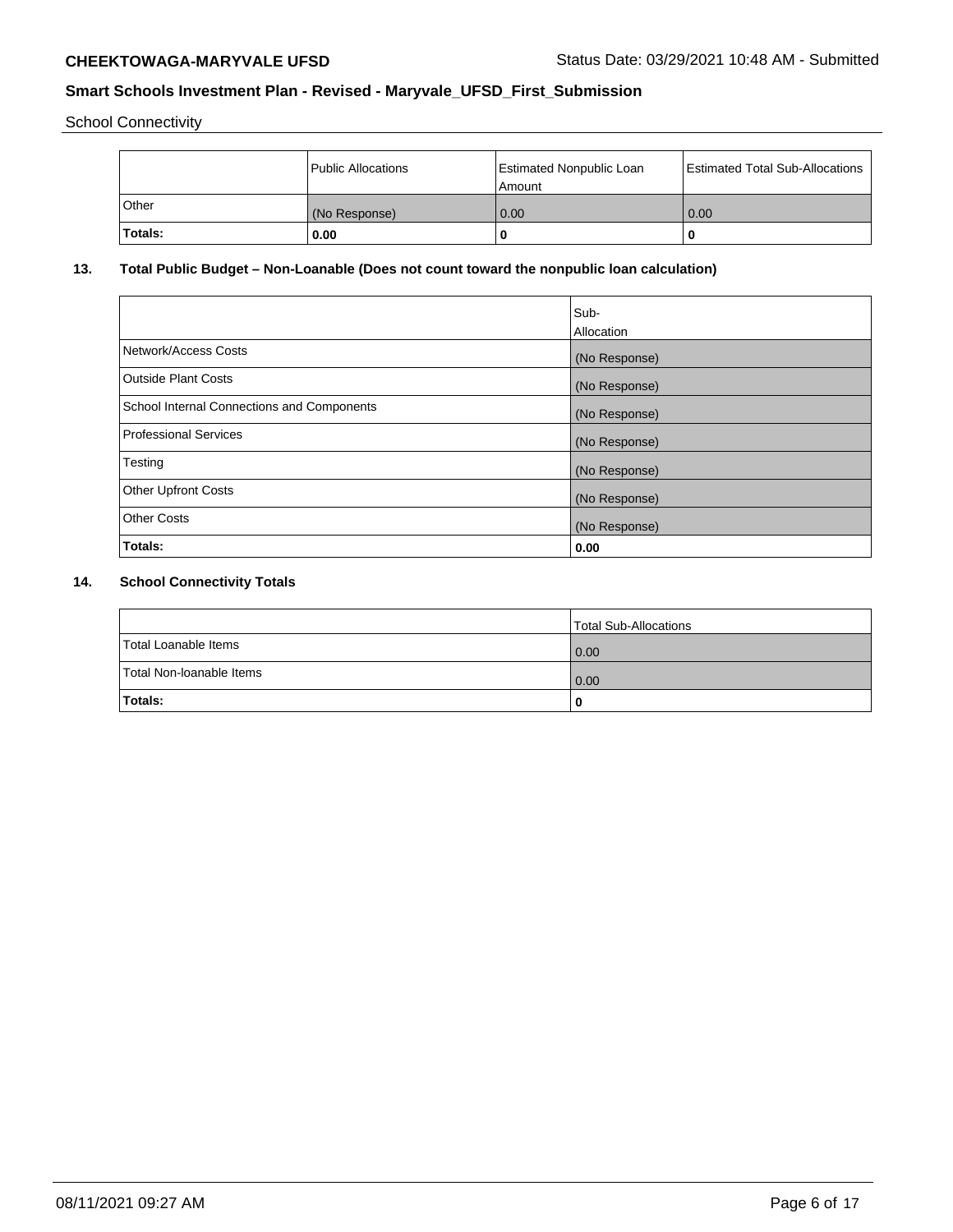School Connectivity

| | Public Allocations | Estimated Nonpublic Loan Amount | Estimated Total Sub-Allocations |
|---|---|---|---|
| Other | (No Response) | 0.00 | 0.00 |
| **Totals:** | **0.00** | **0** | **0** |

## 13. Total Public Budget – Non-Loanable (Does not count toward the nonpublic loan calculation)

| | Sub-Allocation |
|---|---|
| Network/Access Costs | (No Response) |
| Outside Plant Costs | (No Response) |
| School Internal Connections and Components | (No Response) |
| Professional Services | (No Response) |
| Testing | (No Response) |
| Other Upfront Costs | (No Response) |
| Other Costs | (No Response) |
| **Totals:** | **0.00** |

## 14. School Connectivity Totals

| | Total Sub-Allocations |
|---|---|
| Total Loanable Items | 0.00 |
| Total Non-loanable Items | 0.00 |
| **Totals:** | **0** |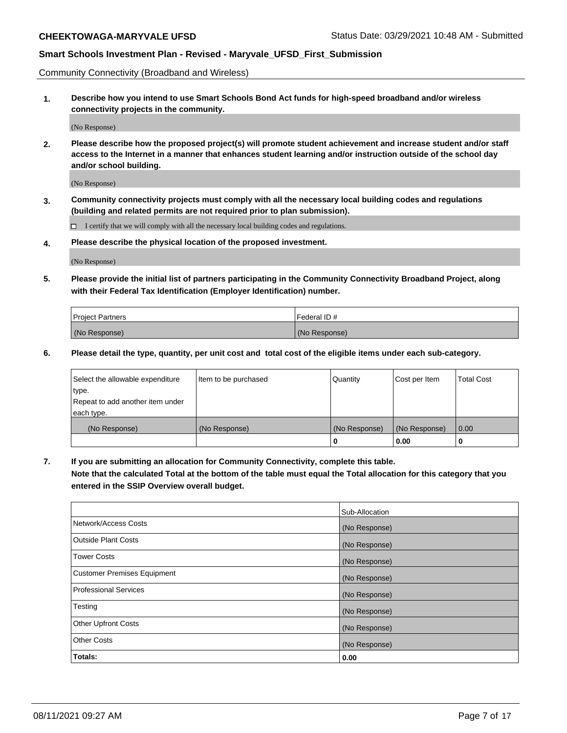Community Connectivity (Broadband and Wireless)

**1. Describe how you intend to use Smart Schools Bond Act funds for high-speed broadband and/or wireless connectivity projects in the community.**

(No Response)

**2. Please describe how the proposed project(s) will promote student achievement and increase student and/or staff access to the Internet in a manner that enhances student learning and/or instruction outside of the school day and/or school building.**

(No Response)

**3. Community connectivity projects must comply with all the necessary local building codes and regulations (building and related permits are not required prior to plan submission).**

☐ I certify that we will comply with all the necessary local building codes and regulations.

**4. Please describe the physical location of the proposed investment.**

(No Response)

**5. Please provide the initial list of partners participating in the Community Connectivity Broadband Project, along with their Federal Tax Identification (Employer Identification) number.**

| Project Partners | Federal ID # |
|---|---|
| (No Response) | (No Response) |

**6. Please detail the type, quantity, per unit cost and total cost of the eligible items under each sub-category.**

| Select the allowable expenditure type. Repeat to add another item under each type. | Item to be purchased | Quantity | Cost per Item | Total Cost |
|---|---|---|---|---|
| (No Response) | (No Response) | (No Response) | (No Response) | 0.00 |
| | | 0 | 0.00 | 0 |

**7. If you are submitting an allocation for Community Connectivity, complete this table. Note that the calculated Total at the bottom of the table must equal the Total allocation for this category that you entered in the SSIP Overview overall budget.**

| | Sub-Allocation |
|---|---|
| Network/Access Costs | (No Response) |
| Outside Plant Costs | (No Response) |
| Tower Costs | (No Response) |
| Customer Premises Equipment | (No Response) |
| Professional Services | (No Response) |
| Testing | (No Response) |
| Other Upfront Costs | (No Response) |
| Other Costs | (No Response) |
| **Totals:** | **0.00** |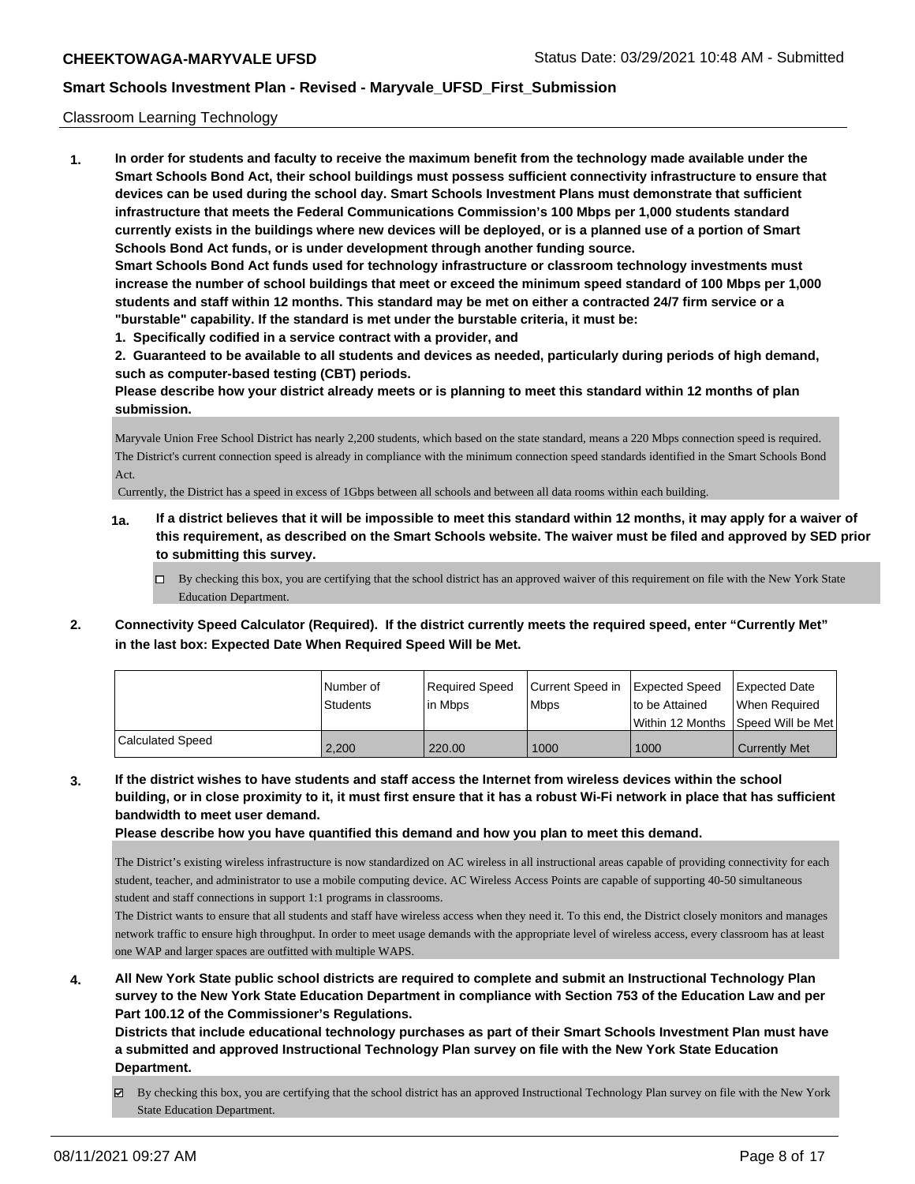Classroom Learning Technology

**1. In order for students and faculty to receive the maximum benefit from the technology made available under the Smart Schools Bond Act, their school buildings must possess sufficient connectivity infrastructure to ensure that devices can be used during the school day. Smart Schools Investment Plans must demonstrate that sufficient infrastructure that meets the Federal Communications Commission's 100 Mbps per 1,000 students standard currently exists in the buildings where new devices will be deployed, or is a planned use of a portion of Smart Schools Bond Act funds, or is under development through another funding source.**

**Smart Schools Bond Act funds used for technology infrastructure or classroom technology investments must increase the number of school buildings that meet or exceed the minimum speed standard of 100 Mbps per 1,000 students and staff within 12 months. This standard may be met on either a contracted 24/7 firm service or a "burstable" capability. If the standard is met under the burstable criteria, it must be:**

**1. Specifically codified in a service contract with a provider, and**

**2. Guaranteed to be available to all students and devices as needed, particularly during periods of high demand, such as computer-based testing (CBT) periods.**

**Please describe how your district already meets or is planning to meet this standard within 12 months of plan submission.**

Maryvale Union Free School District has nearly 2,200 students, which based on the state standard, means a 220 Mbps connection speed is required. The District's current connection speed is already in compliance with the minimum connection speed standards identified in the Smart Schools Bond Act.

Currently, the District has a speed in excess of 1Gbps between all schools and between all data rooms within each building.

**1a. If a district believes that it will be impossible to meet this standard within 12 months, it may apply for a waiver of this requirement, as described on the Smart Schools website. The waiver must be filed and approved by SED prior to submitting this survey.**

☐ By checking this box, you are certifying that the school district has an approved waiver of this requirement on file with the New York State Education Department.

**2. Connectivity Speed Calculator (Required). If the district currently meets the required speed, enter "Currently Met" in the last box: Expected Date When Required Speed Will be Met.**

| | Number of Students | Required Speed in Mbps | Current Speed in Mbps | Expected Speed to be Attained Within 12 Months | Expected Date When Required Speed Will be Met |
|---|---|---|---|---|---|
| Calculated Speed | 2,200 | 220.00 | 1000 | 1000 | Currently Met |

**3. If the district wishes to have students and staff access the Internet from wireless devices within the school building, or in close proximity to it, it must first ensure that it has a robust Wi-Fi network in place that has sufficient bandwidth to meet user demand.**

**Please describe how you have quantified this demand and how you plan to meet this demand.**

The District's existing wireless infrastructure is now standardized on AC wireless in all instructional areas capable of providing connectivity for each student, teacher, and administrator to use a mobile computing device. AC Wireless Access Points are capable of supporting 40-50 simultaneous student and staff connections in support 1:1 programs in classrooms.

The District wants to ensure that all students and staff have wireless access when they need it. To this end, the District closely monitors and manages network traffic to ensure high throughput. In order to meet usage demands with the appropriate level of wireless access, every classroom has at least one WAP and larger spaces are outfitted with multiple WAPS.

**4. All New York State public school districts are required to complete and submit an Instructional Technology Plan survey to the New York State Education Department in compliance with Section 753 of the Education Law and per Part 100.12 of the Commissioner's Regulations.**

**Districts that include educational technology purchases as part of their Smart Schools Investment Plan must have a submitted and approved Instructional Technology Plan survey on file with the New York State Education Department.**

☑ By checking this box, you are certifying that the school district has an approved Instructional Technology Plan survey on file with the New York State Education Department.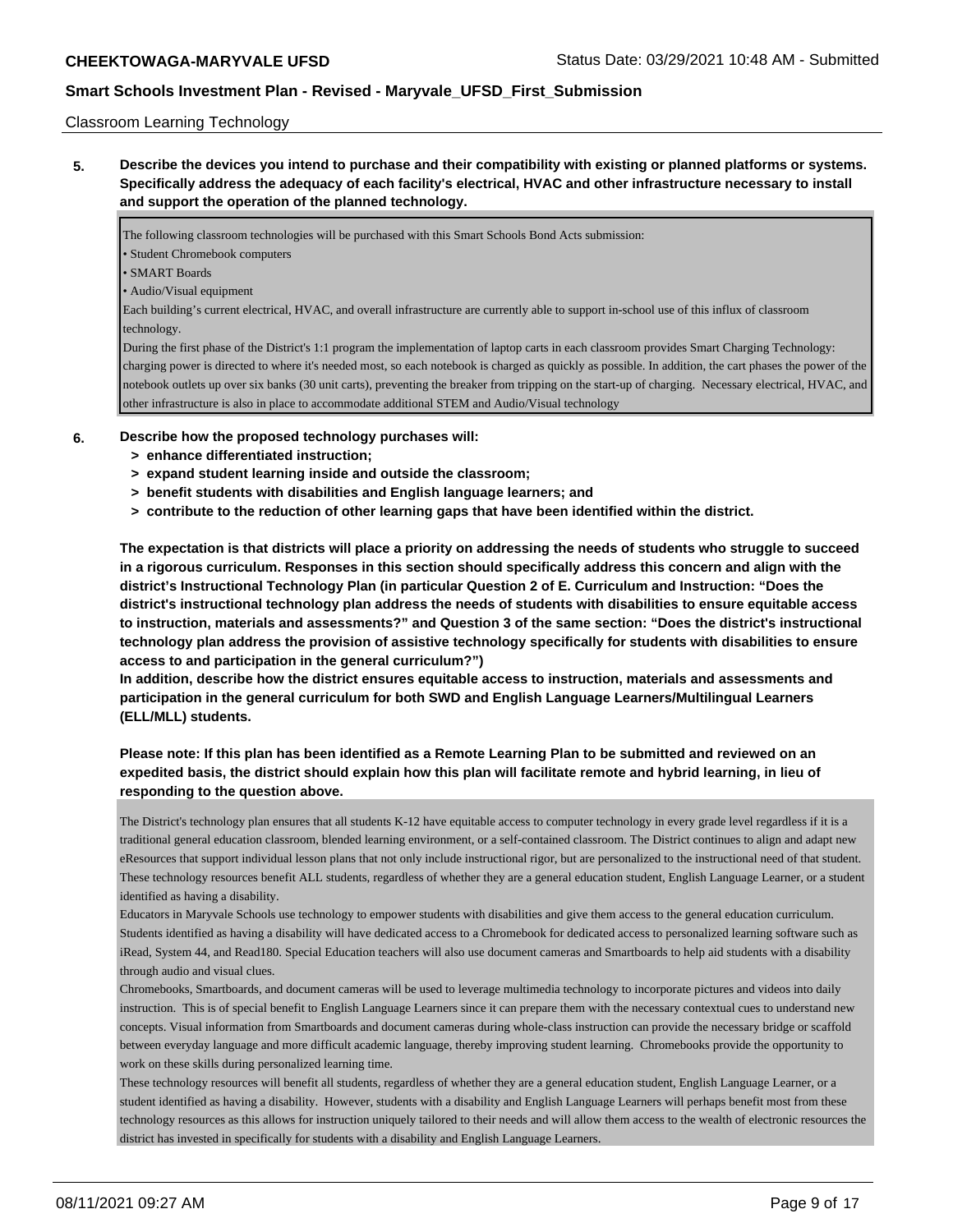Classroom Learning Technology

**5. Describe the devices you intend to purchase and their compatibility with existing or planned platforms or systems. Specifically address the adequacy of each facility's electrical, HVAC and other infrastructure necessary to install and support the operation of the planned technology.**

The following classroom technologies will be purchased with this Smart Schools Bond Acts submission:

• Student Chromebook computers
• SMART Boards
• Audio/Visual equipment

Each building's current electrical, HVAC, and overall infrastructure are currently able to support in-school use of this influx of classroom technology.

During the first phase of the District's 1:1 program the implementation of laptop carts in each classroom provides Smart Charging Technology: charging power is directed to where it's needed most, so each notebook is charged as quickly as possible. In addition, the cart phases the power of the notebook outlets up over six banks (30 unit carts), preventing the breaker from tripping on the start-up of charging. Necessary electrical, HVAC, and other infrastructure is also in place to accommodate additional STEM and Audio/Visual technology

**6. Describe how the proposed technology purchases will:**

- **> enhance differentiated instruction;**
- **> expand student learning inside and outside the classroom;**
- **> benefit students with disabilities and English language learners; and**
- **> contribute to the reduction of other learning gaps that have been identified within the district.**

**The expectation is that districts will place a priority on addressing the needs of students who struggle to succeed in a rigorous curriculum. Responses in this section should specifically address this concern and align with the district's Instructional Technology Plan (in particular Question 2 of E. Curriculum and Instruction: "Does the district's instructional technology plan address the needs of students with disabilities to ensure equitable access to instruction, materials and assessments?" and Question 3 of the same section: "Does the district's instructional technology plan address the provision of assistive technology specifically for students with disabilities to ensure access to and participation in the general curriculum?")**

**In addition, describe how the district ensures equitable access to instruction, materials and assessments and participation in the general curriculum for both SWD and English Language Learners/Multilingual Learners (ELL/MLL) students.**

**Please note: If this plan has been identified as a Remote Learning Plan to be submitted and reviewed on an expedited basis, the district should explain how this plan will facilitate remote and hybrid learning, in lieu of responding to the question above.**

The District's technology plan ensures that all students K-12 have equitable access to computer technology in every grade level regardless if it is a traditional general education classroom, blended learning environment, or a self-contained classroom. The District continues to align and adapt new eResources that support individual lesson plans that not only include instructional rigor, but are personalized to the instructional need of that student. These technology resources benefit ALL students, regardless of whether they are a general education student, English Language Learner, or a student identified as having a disability.

Educators in Maryvale Schools use technology to empower students with disabilities and give them access to the general education curriculum. Students identified as having a disability will have dedicated access to a Chromebook for dedicated access to personalized learning software such as iRead, System 44, and Read180. Special Education teachers will also use document cameras and Smartboards to help aid students with a disability through audio and visual clues.

Chromebooks, Smartboards, and document cameras will be used to leverage multimedia technology to incorporate pictures and videos into daily instruction. This is of special benefit to English Language Learners since it can prepare them with the necessary contextual cues to understand new concepts. Visual information from Smartboards and document cameras during whole-class instruction can provide the necessary bridge or scaffold between everyday language and more difficult academic language, thereby improving student learning. Chromebooks provide the opportunity to work on these skills during personalized learning time.

These technology resources will benefit all students, regardless of whether they are a general education student, English Language Learner, or a student identified as having a disability. However, students with a disability and English Language Learners will perhaps benefit most from these technology resources as this allows for instruction uniquely tailored to their needs and will allow them access to the wealth of electronic resources the district has invested in specifically for students with a disability and English Language Learners.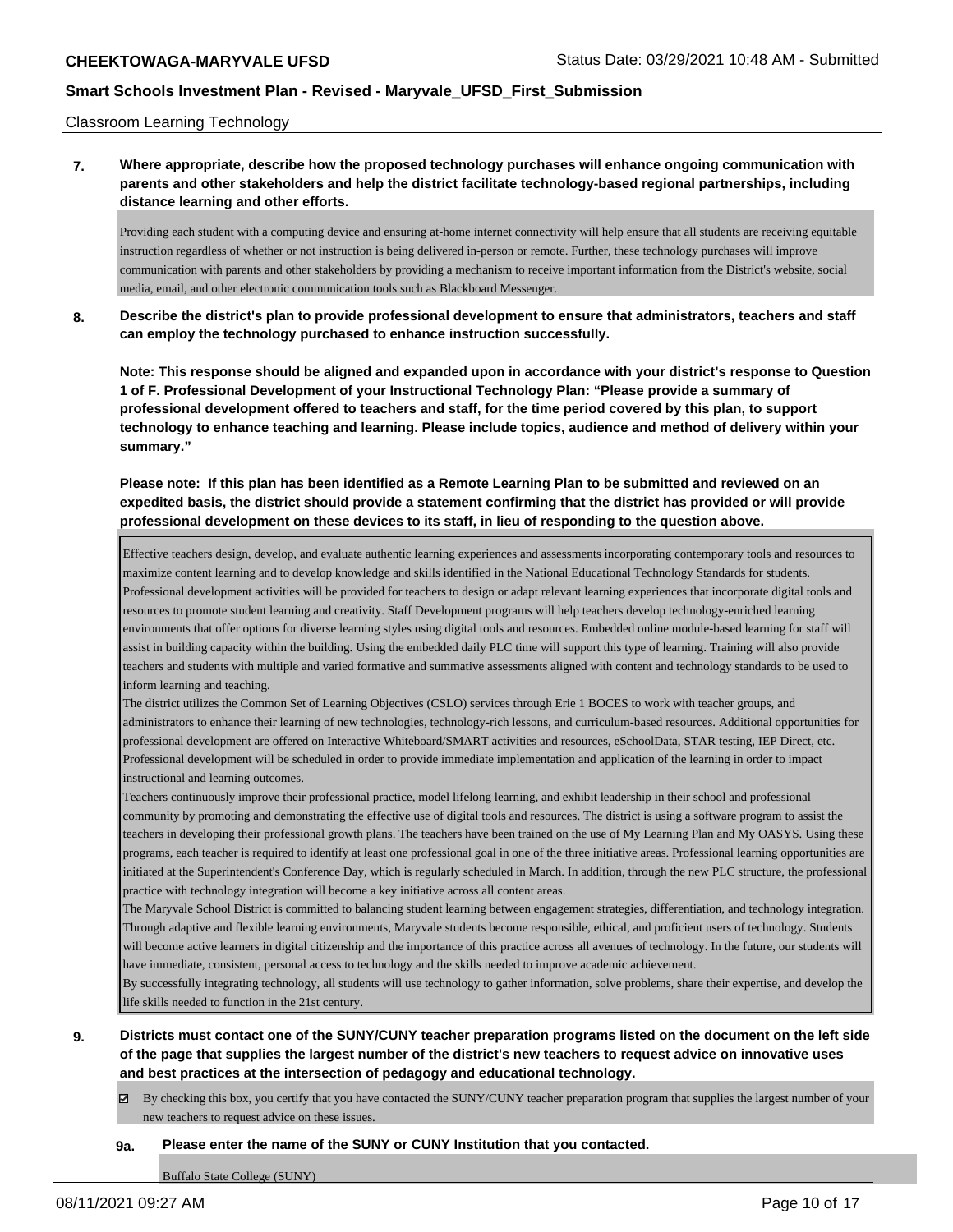Classroom Learning Technology

**7. Where appropriate, describe how the proposed technology purchases will enhance ongoing communication with parents and other stakeholders and help the district facilitate technology-based regional partnerships, including distance learning and other efforts.**

Providing each student with a computing device and ensuring at-home internet connectivity will help ensure that all students are receiving equitable instruction regardless of whether or not instruction is being delivered in-person or remote. Further, these technology purchases will improve communication with parents and other stakeholders by providing a mechanism to receive important information from the District's website, social media, email, and other electronic communication tools such as Blackboard Messenger.

**8. Describe the district's plan to provide professional development to ensure that administrators, teachers and staff can employ the technology purchased to enhance instruction successfully.**

**Note: This response should be aligned and expanded upon in accordance with your district's response to Question 1 of F. Professional Development of your Instructional Technology Plan: "Please provide a summary of professional development offered to teachers and staff, for the time period covered by this plan, to support technology to enhance teaching and learning. Please include topics, audience and method of delivery within your summary."**

**Please note: If this plan has been identified as a Remote Learning Plan to be submitted and reviewed on an expedited basis, the district should provide a statement confirming that the district has provided or will provide professional development on these devices to its staff, in lieu of responding to the question above.**

Effective teachers design, develop, and evaluate authentic learning experiences and assessments incorporating contemporary tools and resources to maximize content learning and to develop knowledge and skills identified in the National Educational Technology Standards for students. Professional development activities will be provided for teachers to design or adapt relevant learning experiences that incorporate digital tools and resources to promote student learning and creativity. Staff Development programs will help teachers develop technology-enriched learning environments that offer options for diverse learning styles using digital tools and resources. Embedded online module-based learning for staff will assist in building capacity within the building. Using the embedded daily PLC time will support this type of learning. Training will also provide teachers and students with multiple and varied formative and summative assessments aligned with content and technology standards to be used to inform learning and teaching.
The district utilizes the Common Set of Learning Objectives (CSLO) services through Erie 1 BOCES to work with teacher groups, and administrators to enhance their learning of new technologies, technology-rich lessons, and curriculum-based resources. Additional opportunities for professional development are offered on Interactive Whiteboard/SMART activities and resources, eSchoolData, STAR testing, IEP Direct, etc. Professional development will be scheduled in order to provide immediate implementation and application of the learning in order to impact instructional and learning outcomes.
Teachers continuously improve their professional practice, model lifelong learning, and exhibit leadership in their school and professional community by promoting and demonstrating the effective use of digital tools and resources. The district is using a software program to assist the teachers in developing their professional growth plans. The teachers have been trained on the use of My Learning Plan and My OASYS. Using these programs, each teacher is required to identify at least one professional goal in one of the three initiative areas. Professional learning opportunities are initiated at the Superintendent's Conference Day, which is regularly scheduled in March. In addition, through the new PLC structure, the professional practice with technology integration will become a key initiative across all content areas.
The Maryvale School District is committed to balancing student learning between engagement strategies, differentiation, and technology integration. Through adaptive and flexible learning environments, Maryvale students become responsible, ethical, and proficient users of technology. Students will become active learners in digital citizenship and the importance of this practice across all avenues of technology. In the future, our students will have immediate, consistent, personal access to technology and the skills needed to improve academic achievement.
By successfully integrating technology, all students will use technology to gather information, solve problems, share their expertise, and develop the life skills needed to function in the 21st century.

**9. Districts must contact one of the SUNY/CUNY teacher preparation programs listed on the document on the left side of the page that supplies the largest number of the district's new teachers to request advice on innovative uses and best practices at the intersection of pedagogy and educational technology.**

☑ By checking this box, you certify that you have contacted the SUNY/CUNY teacher preparation program that supplies the largest number of your new teachers to request advice on these issues.

**9a. Please enter the name of the SUNY or CUNY Institution that you contacted.**

Buffalo State College (SUNY)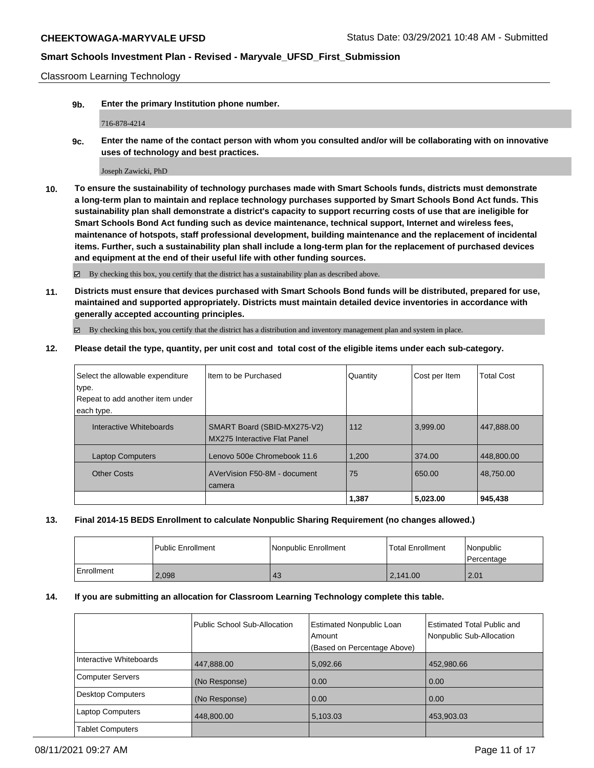Classroom Learning Technology

**9b.** **Enter the primary Institution phone number.**

716-878-4214

**9c.** **Enter the name of the contact person with whom you consulted and/or will be collaborating with on innovative uses of technology and best practices.**

Joseph Zawicki, PhD

**10.** **To ensure the sustainability of technology purchases made with Smart Schools funds, districts must demonstrate a long-term plan to maintain and replace technology purchases supported by Smart Schools Bond Act funds. This sustainability plan shall demonstrate a district's capacity to support recurring costs of use that are ineligible for Smart Schools Bond Act funding such as device maintenance, technical support, Internet and wireless fees, maintenance of hotspots, staff professional development, building maintenance and the replacement of incidental items. Further, such a sustainability plan shall include a long-term plan for the replacement of purchased devices and equipment at the end of their useful life with other funding sources.**

☑ By checking this box, you certify that the district has a sustainability plan as described above.

**11.** **Districts must ensure that devices purchased with Smart Schools Bond funds will be distributed, prepared for use, maintained and supported appropriately. Districts must maintain detailed device inventories in accordance with generally accepted accounting principles.**

☑ By checking this box, you certify that the district has a distribution and inventory management plan and system in place.

**12.** **Please detail the type, quantity, per unit cost and total cost of the eligible items under each sub-category.**

| Select the allowable expenditure type. Repeat to add another item under each type. | Item to be Purchased | Quantity | Cost per Item | Total Cost |
|---|---|---|---|---|
| Interactive Whiteboards | SMART Board (SBID-MX275-V2) MX275 Interactive Flat Panel | 112 | 3,999.00 | 447,888.00 |
| Laptop Computers | Lenovo 500e Chromebook 11.6 | 1,200 | 374.00 | 448,800.00 |
| Other Costs | AVerVision F50-8M - document camera | 75 | 650.00 | 48,750.00 |
| | | **1,387** | **5,023.00** | **945,438** |

**13.** **Final 2014-15 BEDS Enrollment to calculate Nonpublic Sharing Requirement (no changes allowed.)**

| | Public Enrollment | Nonpublic Enrollment | Total Enrollment | Nonpublic Percentage |
|---|---|---|---|---|
| Enrollment | 2,098 | 43 | 2,141.00 | 2.01 |

**14.** **If you are submitting an allocation for Classroom Learning Technology complete this table.**

| | Public School Sub-Allocation | Estimated Nonpublic Loan Amount (Based on Percentage Above) | Estimated Total Public and Nonpublic Sub-Allocation |
|---|---|---|---|
| Interactive Whiteboards | 447,888.00 | 5,092.66 | 452,980.66 |
| Computer Servers | (No Response) | 0.00 | 0.00 |
| Desktop Computers | (No Response) | 0.00 | 0.00 |
| Laptop Computers | 448,800.00 | 5,103.03 | 453,903.03 |
| Tablet Computers | | | |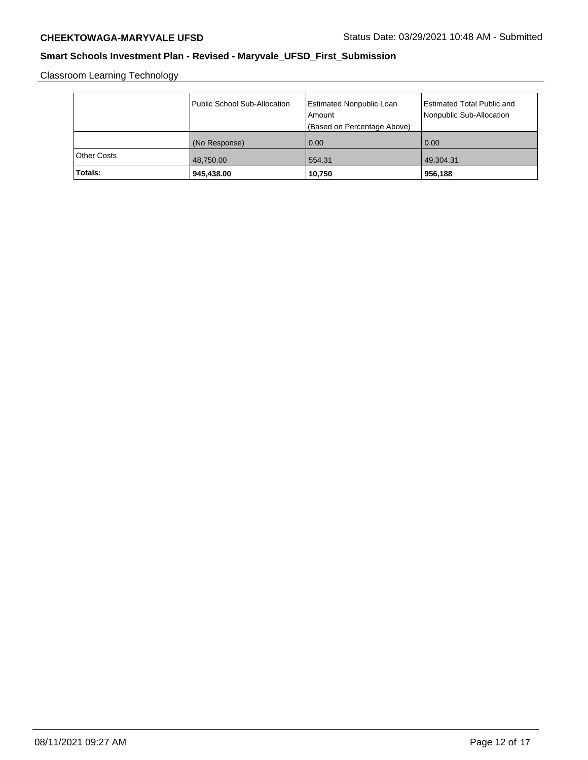Classroom Learning Technology

| | Public School Sub-Allocation | Estimated Nonpublic Loan Amount (Based on Percentage Above) | Estimated Total Public and Nonpublic Sub-Allocation |
|---|---|---|---|
| | (No Response) | 0.00 | 0.00 |
| Other Costs | 48,750.00 | 554.31 | 49,304.31 |
| **Totals:** | **945,438.00** | **10,750** | **956,188** |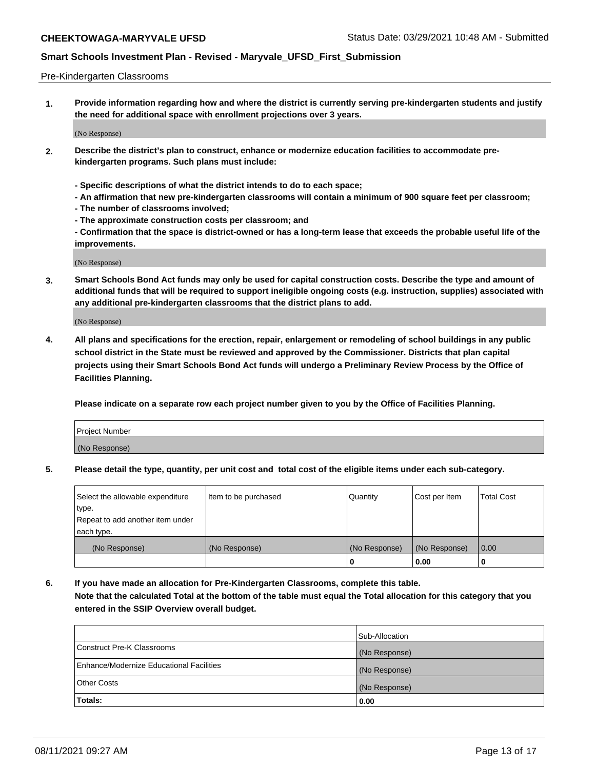Pre-Kindergarten Classrooms

**1. Provide information regarding how and where the district is currently serving pre-kindergarten students and justify the need for additional space with enrollment projections over 3 years.**

(No Response)

**2. Describe the district's plan to construct, enhance or modernize education facilities to accommodate pre-kindergarten programs. Such plans must include:**

**- Specific descriptions of what the district intends to do to each space;**
**- An affirmation that new pre-kindergarten classrooms will contain a minimum of 900 square feet per classroom;**
**- The number of classrooms involved;**
**- The approximate construction costs per classroom; and**
**- Confirmation that the space is district-owned or has a long-term lease that exceeds the probable useful life of the improvements.**

(No Response)

**3. Smart Schools Bond Act funds may only be used for capital construction costs. Describe the type and amount of additional funds that will be required to support ineligible ongoing costs (e.g. instruction, supplies) associated with any additional pre-kindergarten classrooms that the district plans to add.**

(No Response)

**4. All plans and specifications for the erection, repair, enlargement or remodeling of school buildings in any public school district in the State must be reviewed and approved by the Commissioner. Districts that plan capital projects using their Smart Schools Bond Act funds will undergo a Preliminary Review Process by the Office of Facilities Planning.**

**Please indicate on a separate row each project number given to you by the Office of Facilities Planning.**

| Project Number |
|---|
| (No Response) |

**5. Please detail the type, quantity, per unit cost and total cost of the eligible items under each sub-category.**

| Select the allowable expenditure type. Repeat to add another item under each type. | Item to be purchased | Quantity | Cost per Item | Total Cost |
|---|---|---|---|---|
| (No Response) | (No Response) | (No Response) | (No Response) | 0.00 |
| | | 0 | 0.00 | 0 |

**6. If you have made an allocation for Pre-Kindergarten Classrooms, complete this table.**
**Note that the calculated Total at the bottom of the table must equal the Total allocation for this category that you entered in the SSIP Overview overall budget.**

| | Sub-Allocation |
|---|---|
| Construct Pre-K Classrooms | (No Response) |
| Enhance/Modernize Educational Facilities | (No Response) |
| Other Costs | (No Response) |
| **Totals:** | 0.00 |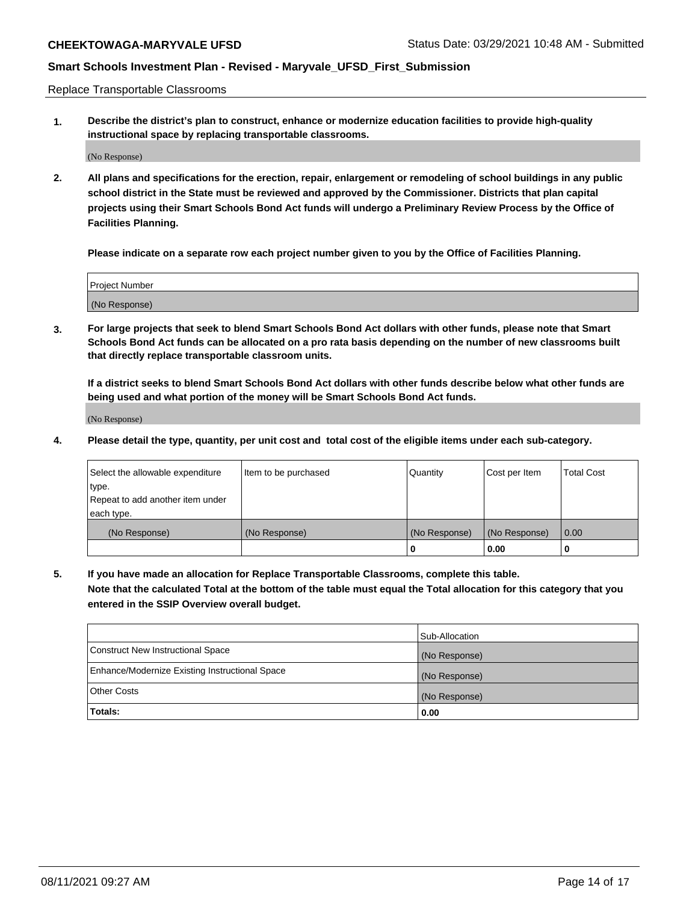Replace Transportable Classrooms

1. **Describe the district's plan to construct, enhance or modernize education facilities to provide high-quality instructional space by replacing transportable classrooms.**

(No Response)

2. **All plans and specifications for the erection, repair, enlargement or remodeling of school buildings in any public school district in the State must be reviewed and approved by the Commissioner. Districts that plan capital projects using their Smart Schools Bond Act funds will undergo a Preliminary Review Process by the Office of Facilities Planning.**

**Please indicate on a separate row each project number given to you by the Office of Facilities Planning.**

| Project Number |
|---|
| (No Response) |

3. **For large projects that seek to blend Smart Schools Bond Act dollars with other funds, please note that Smart Schools Bond Act funds can be allocated on a pro rata basis depending on the number of new classrooms built that directly replace transportable classroom units.**

**If a district seeks to blend Smart Schools Bond Act dollars with other funds describe below what other funds are being used and what portion of the money will be Smart Schools Bond Act funds.**

(No Response)

4. **Please detail the type, quantity, per unit cost and total cost of the eligible items under each sub-category.**

| Select the allowable expenditure type. Repeat to add another item under each type. | Item to be purchased | Quantity | Cost per Item | Total Cost |
|---|---|---|---|---|
| (No Response) | (No Response) | (No Response) | (No Response) | 0.00 |
| | | 0 | 0.00 | 0 |

5. **If you have made an allocation for Replace Transportable Classrooms, complete this table. Note that the calculated Total at the bottom of the table must equal the Total allocation for this category that you entered in the SSIP Overview overall budget.**

| | Sub-Allocation |
|---|---|
| Construct New Instructional Space | (No Response) |
| Enhance/Modernize Existing Instructional Space | (No Response) |
| Other Costs | (No Response) |
| **Totals:** | **0.00** |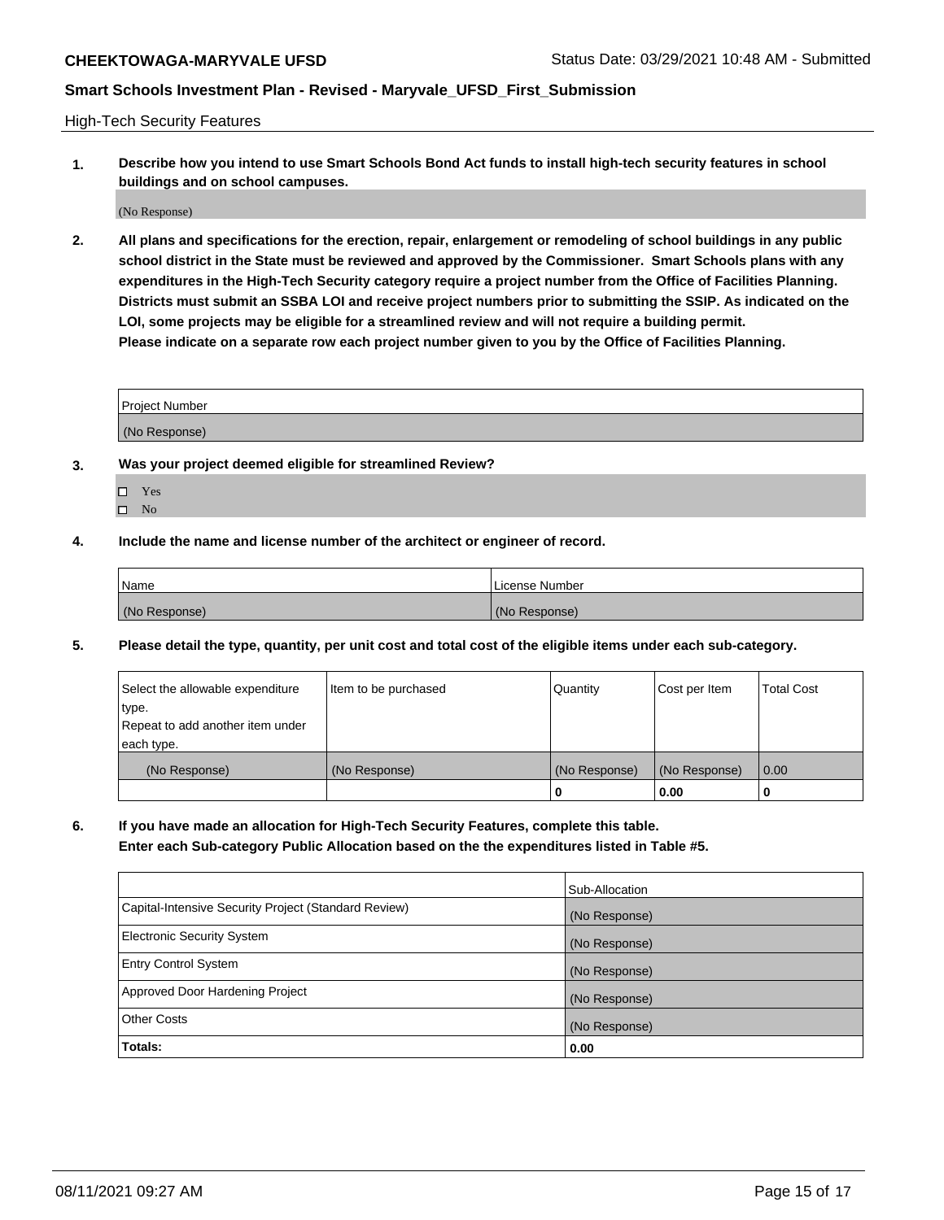High-Tech Security Features

**1. Describe how you intend to use Smart Schools Bond Act funds to install high-tech security features in school buildings and on school campuses.**

(No Response)

**2. All plans and specifications for the erection, repair, enlargement or remodeling of school buildings in any public school district in the State must be reviewed and approved by the Commissioner. Smart Schools plans with any expenditures in the High-Tech Security category require a project number from the Office of Facilities Planning. Districts must submit an SSBA LOI and receive project numbers prior to submitting the SSIP. As indicated on the LOI, some projects may be eligible for a streamlined review and will not require a building permit. Please indicate on a separate row each project number given to you by the Office of Facilities Planning.**

| Project Number |
|---|
| (No Response) |

**3. Was your project deemed eligible for streamlined Review?**

- ☐ Yes
- ☐ No

**4. Include the name and license number of the architect or engineer of record.**

| Name | License Number |
|---|---|
| (No Response) | (No Response) |

**5. Please detail the type, quantity, per unit cost and total cost of the eligible items under each sub-category.**

| Select the allowable expenditure type. Repeat to add another item under each type. | Item to be purchased | Quantity | Cost per Item | Total Cost |
|---|---|---|---|---|
| (No Response) | (No Response) | (No Response) | (No Response) | 0.00 |
| | | 0 | 0.00 | 0 |

**6. If you have made an allocation for High-Tech Security Features, complete this table. Enter each Sub-category Public Allocation based on the the expenditures listed in Table #5.**

| | Sub-Allocation |
|---|---|
| Capital-Intensive Security Project (Standard Review) | (No Response) |
| Electronic Security System | (No Response) |
| Entry Control System | (No Response) |
| Approved Door Hardening Project | (No Response) |
| Other Costs | (No Response) |
| **Totals:** | **0.00** |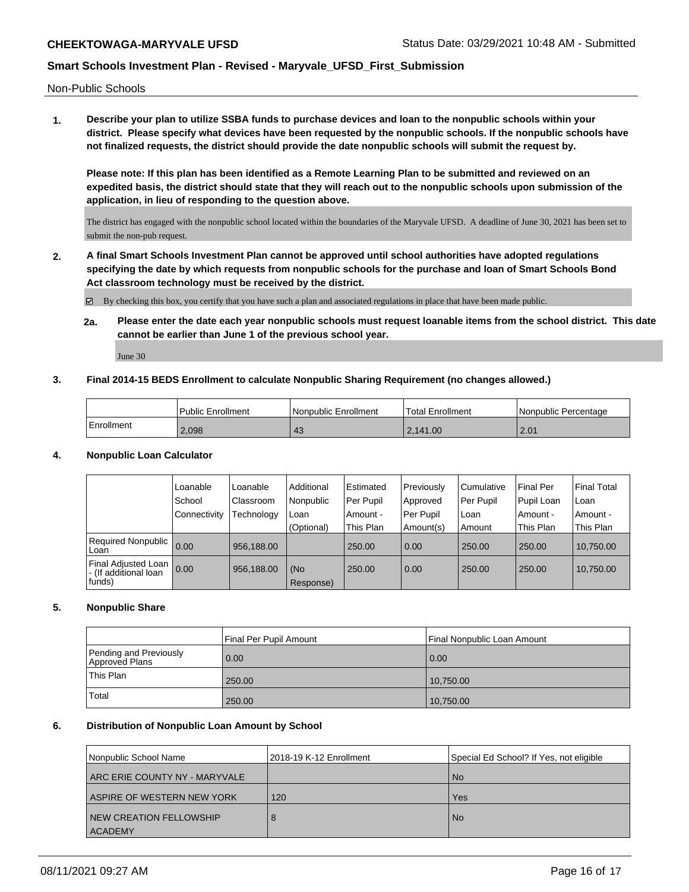Non-Public Schools

**1. Describe your plan to utilize SSBA funds to purchase devices and loan to the nonpublic schools within your district. Please specify what devices have been requested by the nonpublic schools. If the nonpublic schools have not finalized requests, the district should provide the date nonpublic schools will submit the request by.**

**Please note: If this plan has been identified as a Remote Learning Plan to be submitted and reviewed on an expedited basis, the district should state that they will reach out to the nonpublic schools upon submission of the application, in lieu of responding to the question above.**

The district has engaged with the nonpublic school located within the boundaries of the Maryvale UFSD. A deadline of June 30, 2021 has been set to submit the non-pub request.

**2. A final Smart Schools Investment Plan cannot be approved until school authorities have adopted regulations specifying the date by which requests from nonpublic schools for the purchase and loan of Smart Schools Bond Act classroom technology must be received by the district.**

☑ By checking this box, you certify that you have such a plan and associated regulations in place that have been made public.

**2a. Please enter the date each year nonpublic schools must request loanable items from the school district. This date cannot be earlier than June 1 of the previous school year.**

June 30

**3. Final 2014-15 BEDS Enrollment to calculate Nonpublic Sharing Requirement (no changes allowed.)**

| | Public Enrollment | Nonpublic Enrollment | Total Enrollment | Nonpublic Percentage |
|---|---|---|---|---|
| Enrollment | 2,098 | 43 | 2,141.00 | 2.01 |

**4. Nonpublic Loan Calculator**

| | Loanable School Connectivity | Loanable Classroom Technology | Additional Nonpublic Loan (Optional) | Estimated Per Pupil Amount - This Plan | Previously Approved Per Pupil Amount(s) | Cumulative Per Pupil Loan Amount | Final Per Pupil Loan Amount - This Plan | Final Total Loan Amount - This Plan |
|---|---|---|---|---|---|---|---|---|
| Required Nonpublic Loan | 0.00 | 956,188.00 | | 250.00 | 0.00 | 250.00 | 250.00 | 10,750.00 |
| Final Adjusted Loan - (If additional loan funds) | 0.00 | 956,188.00 | (No Response) | 250.00 | 0.00 | 250.00 | 250.00 | 10,750.00 |

**5. Nonpublic Share**

| | Final Per Pupil Amount | Final Nonpublic Loan Amount |
|---|---|---|
| Pending and Previously Approved Plans | 0.00 | 0.00 |
| This Plan | 250.00 | 10,750.00 |
| Total | 250.00 | 10,750.00 |

**6. Distribution of Nonpublic Loan Amount by School**

| Nonpublic School Name | 2018-19 K-12 Enrollment | Special Ed School? If Yes, not eligible |
|---|---|---|
| ARC ERIE COUNTY NY - MARYVALE | | No |
| ASPIRE OF WESTERN NEW YORK | 120 | Yes |
| NEW CREATION FELLOWSHIP ACADEMY | 8 | No |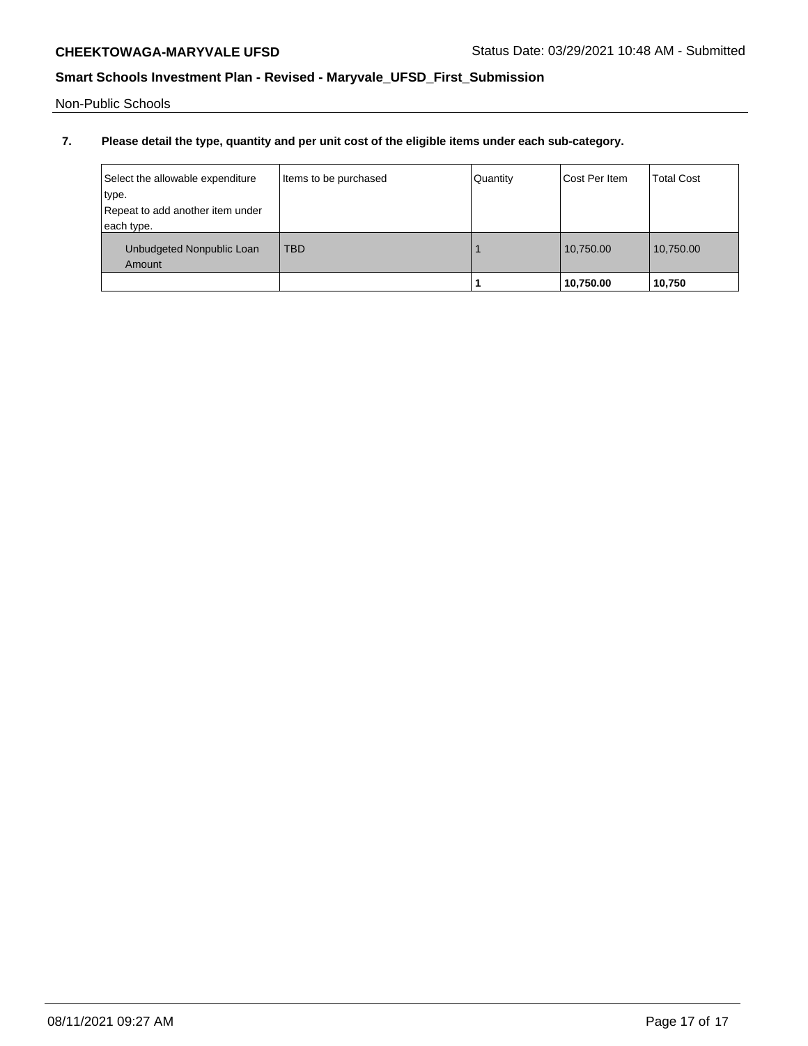Non-Public Schools

**7. Please detail the type, quantity and per unit cost of the eligible items under each sub-category.**

| Select the allowable expenditure type.<br>Repeat to add another item under each type. | Items to be purchased | Quantity | Cost Per Item | Total Cost |
|---|---|---|---|---|
| Unbudgeted Nonpublic Loan Amount | TBD | 1 | 10,750.00 | 10,750.00 |
| | | **1** | **10,750.00** | **10,750** |